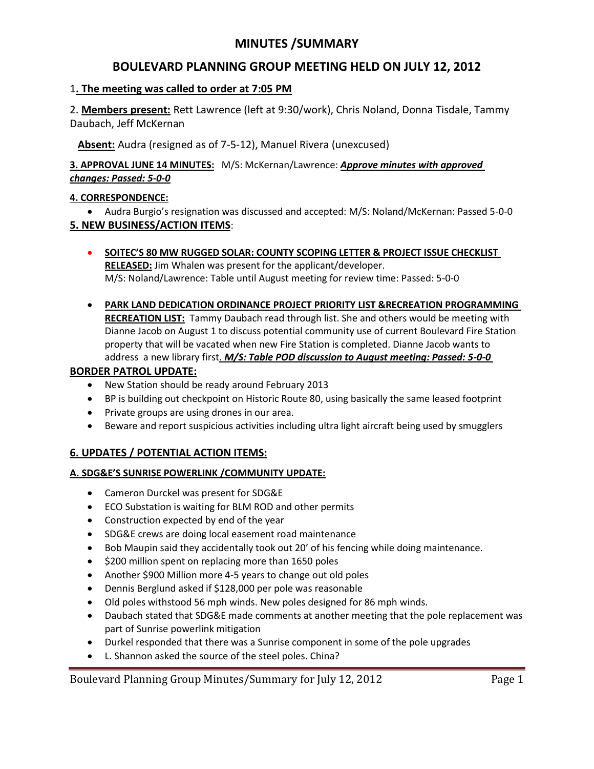# MINUTES /SUMMARY

## BOULEVARD PLANNING GROUP MEETING HELD ON JULY 12, 2012

1**. The meeting was called to order at 7:05 PM**

2. **Members present:** Rett Lawrence (left at 9:30/work), Chris Noland, Donna Tisdale, Tammy Daubach, Jeff McKernan

**Absent:** Audra (resigned as of 7-5-12), Manuel Rivera (unexcused)

**3. APPROVAL JUNE 14 MINUTES:** M/S: McKernan/Lawrence: ***Approve minutes with approved changes: Passed: 5-0-0***

**4. CORRESPONDENCE:**

- Audra Burgio's resignation was discussed and accepted: M/S: Noland/McKernan: Passed 5-0-0

**5. NEW BUSINESS/ACTION ITEMS**:

- **SOITEC'S 80 MW RUGGED SOLAR: COUNTY SCOPING LETTER & PROJECT ISSUE CHECKLIST RELEASED:** Jim Whalen was present for the applicant/developer. M/S: Noland/Lawrence: Table until August meeting for review time: Passed: 5-0-0

- **PARK LAND DEDICATION ORDINANCE PROJECT PRIORITY LIST &RECREATION PROGRAMMING RECREATION LIST:** Tammy Daubach read through list. She and others would be meeting with Dianne Jacob on August 1 to discuss potential community use of current Boulevard Fire Station property that will be vacated when new Fire Station is completed. Dianne Jacob wants to address a new library first***. M/S: Table POD discussion to August meeting: Passed: 5-0-0***

**BORDER PATROL UPDATE:**

- New Station should be ready around February 2013
- BP is building out checkpoint on Historic Route 80, using basically the same leased footprint
- Private groups are using drones in our area.
- Beware and report suspicious activities including ultra light aircraft being used by smugglers

**6. UPDATES / POTENTIAL ACTION ITEMS:**

**A. SDG&E'S SUNRISE POWERLINK /COMMUNITY UPDATE:**

- Cameron Durckel was present for SDG&E
- ECO Substation is waiting for BLM ROD and other permits
- Construction expected by end of the year
- SDG&E crews are doing local easement road maintenance
- Bob Maupin said they accidentally took out 20' of his fencing while doing maintenance.
- \$200 million spent on replacing more than 1650 poles
- Another \$900 Million more 4-5 years to change out old poles
- Dennis Berglund asked if \$128,000 per pole was reasonable
- Old poles withstood 56 mph winds. New poles designed for 86 mph winds.
- Daubach stated that SDG&E made comments at another meeting that the pole replacement was part of Sunrise powerlink mitigation
- Durkel responded that there was a Sunrise component in some of the pole upgrades
- L. Shannon asked the source of the steel poles. China?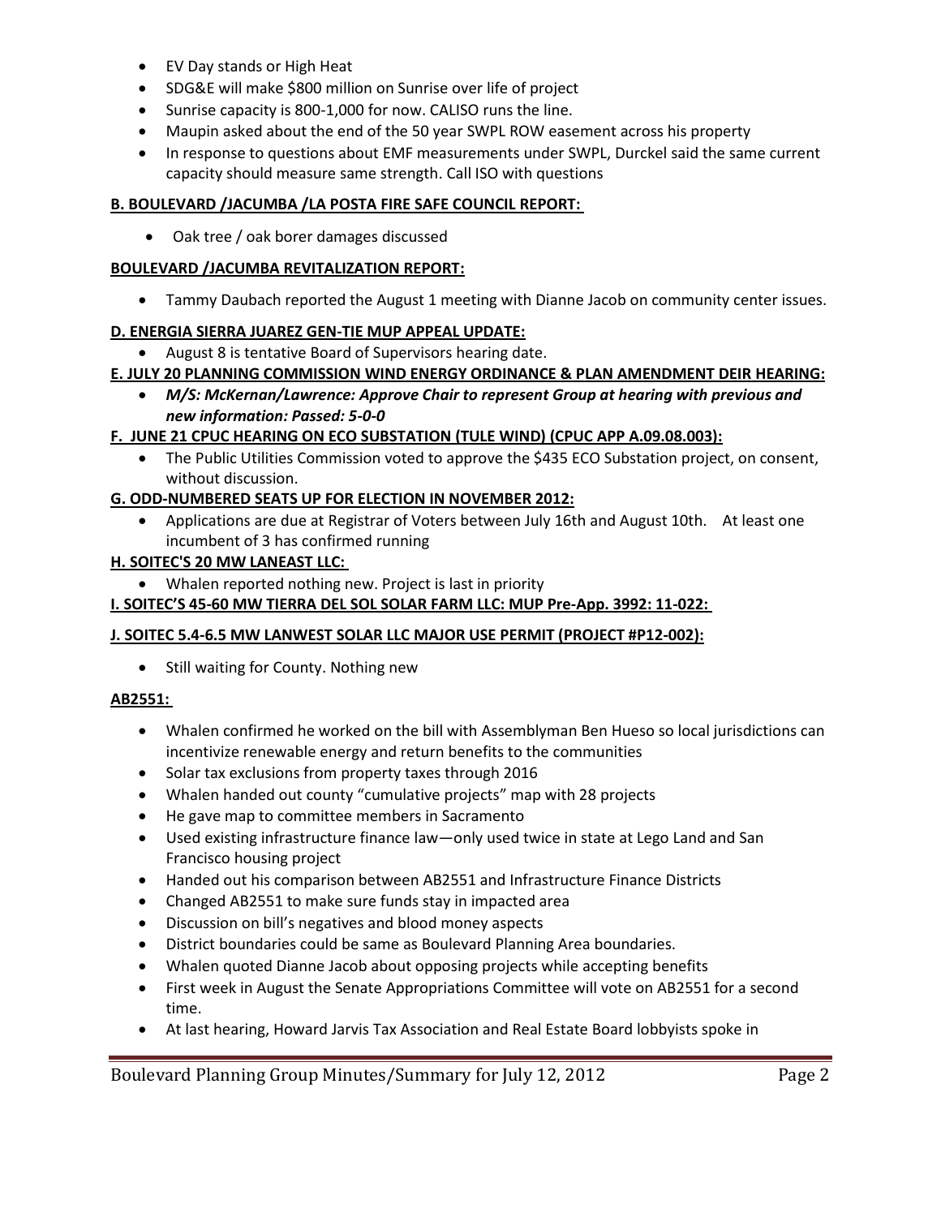- EV Day stands or High Heat
- SDG&E will make $800 million on Sunrise over life of project
- Sunrise capacity is 800-1,000 for now. CALISO runs the line.
- Maupin asked about the end of the 50 year SWPL ROW easement across his property
- In response to questions about EMF measurements under SWPL, Durckel said the same current capacity should measure same strength. Call ISO with questions

**B. BOULEVARD /JACUMBA /LA POSTA FIRE SAFE COUNCIL REPORT:**

- Oak tree / oak borer damages discussed

**BOULEVARD /JACUMBA REVITALIZATION REPORT:**

- Tammy Daubach reported the August 1 meeting with Dianne Jacob on community center issues.

**D. ENERGIA SIERRA JUAREZ GEN-TIE MUP APPEAL UPDATE:**

- August 8 is tentative Board of Supervisors hearing date.

**E. JULY 20 PLANNING COMMISSION WIND ENERGY ORDINANCE & PLAN AMENDMENT DEIR HEARING:**

- ***M/S: McKernan/Lawrence: Approve Chair to represent Group at hearing with previous and new information: Passed: 5-0-0***

**F. JUNE 21 CPUC HEARING ON ECO SUBSTATION (TULE WIND) (CPUC APP A.09.08.003):**

- The Public Utilities Commission voted to approve the $435 ECO Substation project, on consent, without discussion.

**G. ODD-NUMBERED SEATS UP FOR ELECTION IN NOVEMBER 2012:**

- Applications are due at Registrar of Voters between July 16th and August 10th. At least one incumbent of 3 has confirmed running

**H. SOITEC'S 20 MW LANEAST LLC:**

- Whalen reported nothing new. Project is last in priority

**I. SOITEC'S 45-60 MW TIERRA DEL SOL SOLAR FARM LLC: MUP Pre-App. 3992: 11-022:**

**J. SOITEC 5.4-6.5 MW LANWEST SOLAR LLC MAJOR USE PERMIT (PROJECT #P12-002):**

- Still waiting for County. Nothing new

**AB2551:**

- Whalen confirmed he worked on the bill with Assemblyman Ben Hueso so local jurisdictions can incentivize renewable energy and return benefits to the communities
- Solar tax exclusions from property taxes through 2016
- Whalen handed out county "cumulative projects" map with 28 projects
- He gave map to committee members in Sacramento
- Used existing infrastructure finance law—only used twice in state at Lego Land and San Francisco housing project
- Handed out his comparison between AB2551 and Infrastructure Finance Districts
- Changed AB2551 to make sure funds stay in impacted area
- Discussion on bill's negatives and blood money aspects
- District boundaries could be same as Boulevard Planning Area boundaries.
- Whalen quoted Dianne Jacob about opposing projects while accepting benefits
- First week in August the Senate Appropriations Committee will vote on AB2551 for a second time.
- At last hearing, Howard Jarvis Tax Association and Real Estate Board lobbyists spoke in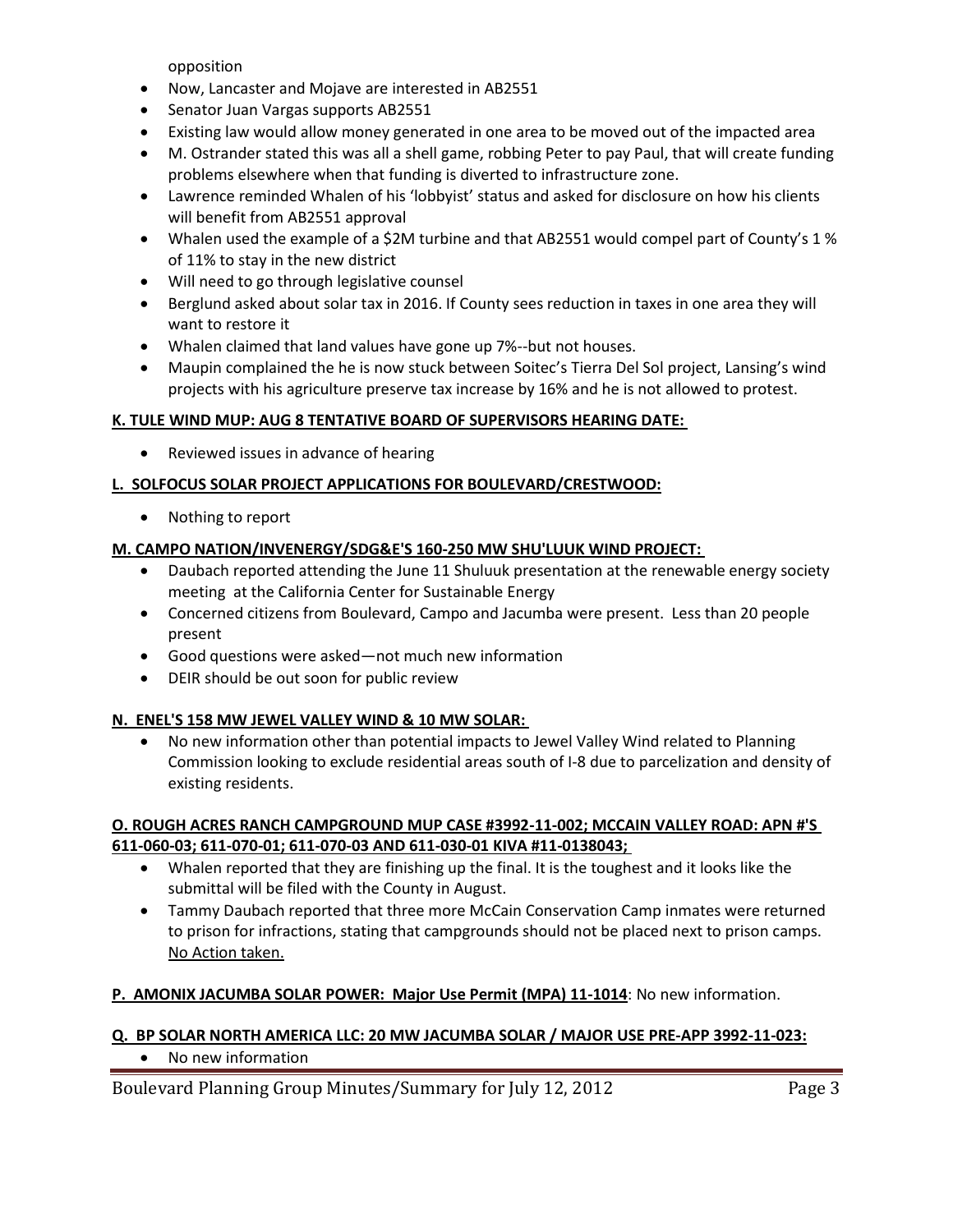opposition

- Now, Lancaster and Mojave are interested in AB2551
- Senator Juan Vargas supports AB2551
- Existing law would allow money generated in one area to be moved out of the impacted area
- M. Ostrander stated this was all a shell game, robbing Peter to pay Paul, that will create funding problems elsewhere when that funding is diverted to infrastructure zone.
- Lawrence reminded Whalen of his 'lobbyist' status and asked for disclosure on how his clients will benefit from AB2551 approval
- Whalen used the example of a $2M turbine and that AB2551 would compel part of County's 1 % of 11% to stay in the new district
- Will need to go through legislative counsel
- Berglund asked about solar tax in 2016. If County sees reduction in taxes in one area they will want to restore it
- Whalen claimed that land values have gone up 7%--but not houses.
- Maupin complained the he is now stuck between Soitec's Tierra Del Sol project, Lansing's wind projects with his agriculture preserve tax increase by 16% and he is not allowed to protest.

**K. TULE WIND MUP: AUG 8 TENTATIVE BOARD OF SUPERVISORS HEARING DATE:**

- Reviewed issues in advance of hearing

**L. SOLFOCUS SOLAR PROJECT APPLICATIONS FOR BOULEVARD/CRESTWOOD:**

- Nothing to report

**M. CAMPO NATION/INVENERGY/SDG&E'S 160-250 MW SHU'LUUK WIND PROJECT:**

- Daubach reported attending the June 11 Shuluuk presentation at the renewable energy society meeting at the California Center for Sustainable Energy
- Concerned citizens from Boulevard, Campo and Jacumba were present. Less than 20 people present
- Good questions were asked—not much new information
- DEIR should be out soon for public review

**N. ENEL'S 158 MW JEWEL VALLEY WIND & 10 MW SOLAR:**

- No new information other than potential impacts to Jewel Valley Wind related to Planning Commission looking to exclude residential areas south of I-8 due to parcelization and density of existing residents.

**O. ROUGH ACRES RANCH CAMPGROUND MUP CASE #3992-11-002; MCCAIN VALLEY ROAD: APN #'S 611-060-03; 611-070-01; 611-070-03 AND 611-030-01 KIVA #11-0138043;**

- Whalen reported that they are finishing up the final. It is the toughest and it looks like the submittal will be filed with the County in August.
- Tammy Daubach reported that three more McCain Conservation Camp inmates were returned to prison for infractions, stating that campgrounds should not be placed next to prison camps. No Action taken.

**P. AMONIX JACUMBA SOLAR POWER: Major Use Permit (MPA) 11-1014**: No new information.

**Q. BP SOLAR NORTH AMERICA LLC: 20 MW JACUMBA SOLAR / MAJOR USE PRE-APP 3992-11-023:**

- No new information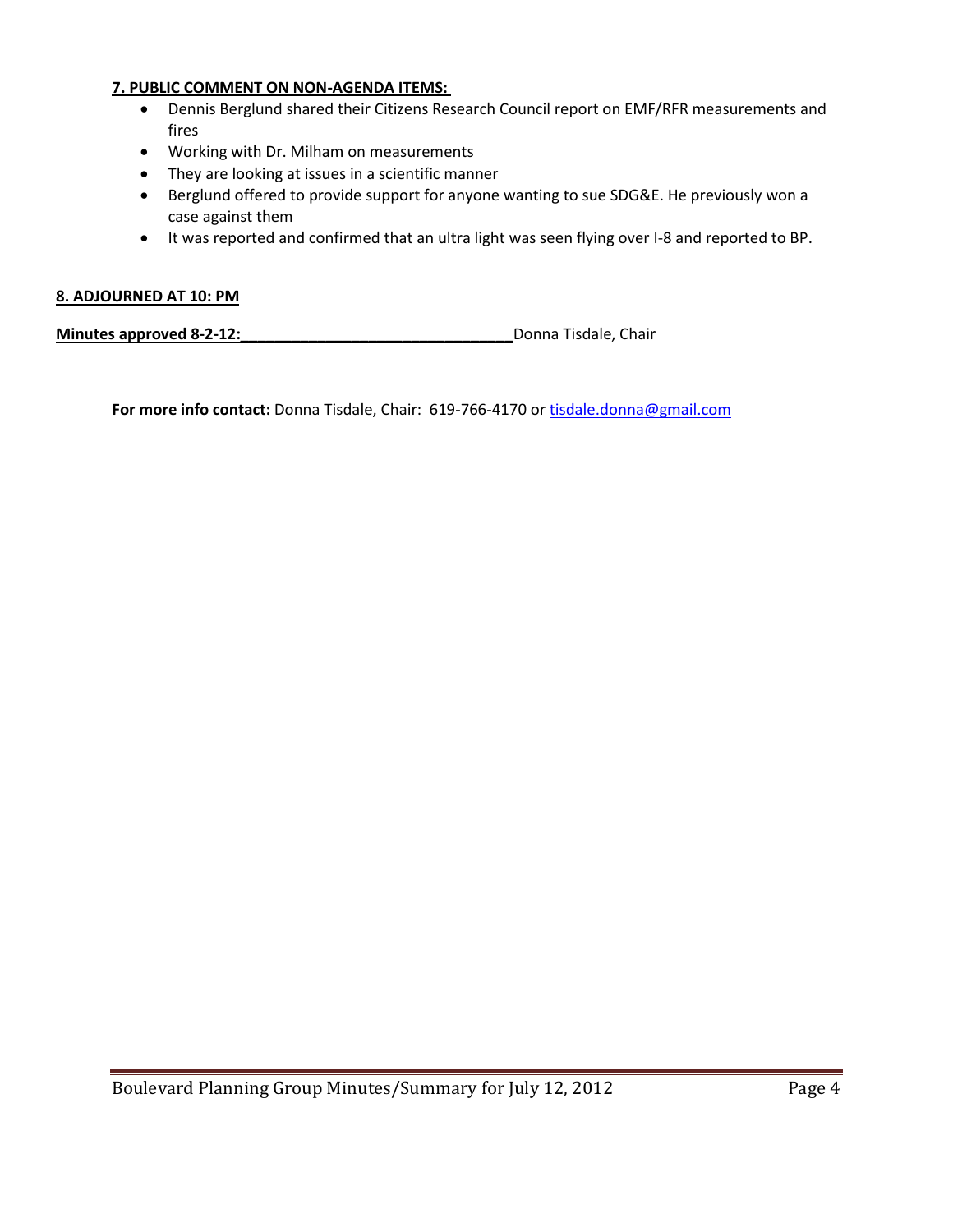**7. PUBLIC COMMENT ON NON-AGENDA ITEMS:**

- Dennis Berglund shared their Citizens Research Council report on EMF/RFR measurements and fires
- Working with Dr. Milham on measurements
- They are looking at issues in a scientific manner
- Berglund offered to provide support for anyone wanting to sue SDG&E. He previously won a case against them
- It was reported and confirmed that an ultra light was seen flying over I-8 and reported to BP.

**8. ADJOURNED AT 10: PM**

**Minutes approved 8-2-12:**\_\_\_\_\_\_\_\_\_\_\_\_\_\_\_\_\_\_\_\_\_\_\_\_\_\_\_\_\_\_\_\_Donna Tisdale, Chair

**For more info contact:** Donna Tisdale, Chair: 619-766-4170 or tisdale.donna@gmail.com